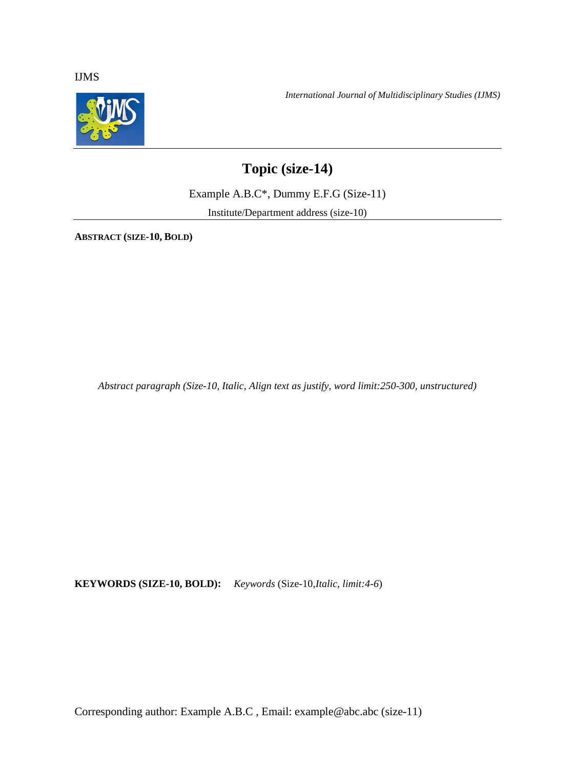# Topic (size-14)

Example A.B.C*, Dummy E.F.G (Size-11)

Institute/Department address (size-10)

**ABSTRACT (SIZE-10, BOLD)**

*Abstract paragraph (Size-10, Italic, Align text as justify, word limit:250-300, unstructured)*

**KEYWORDS (SIZE-10, BOLD):** *Keywords* (Size-10,*Italic, limit:4-6*)

Corresponding author: Example A.B.C , Email: example@abc.abc (size-11)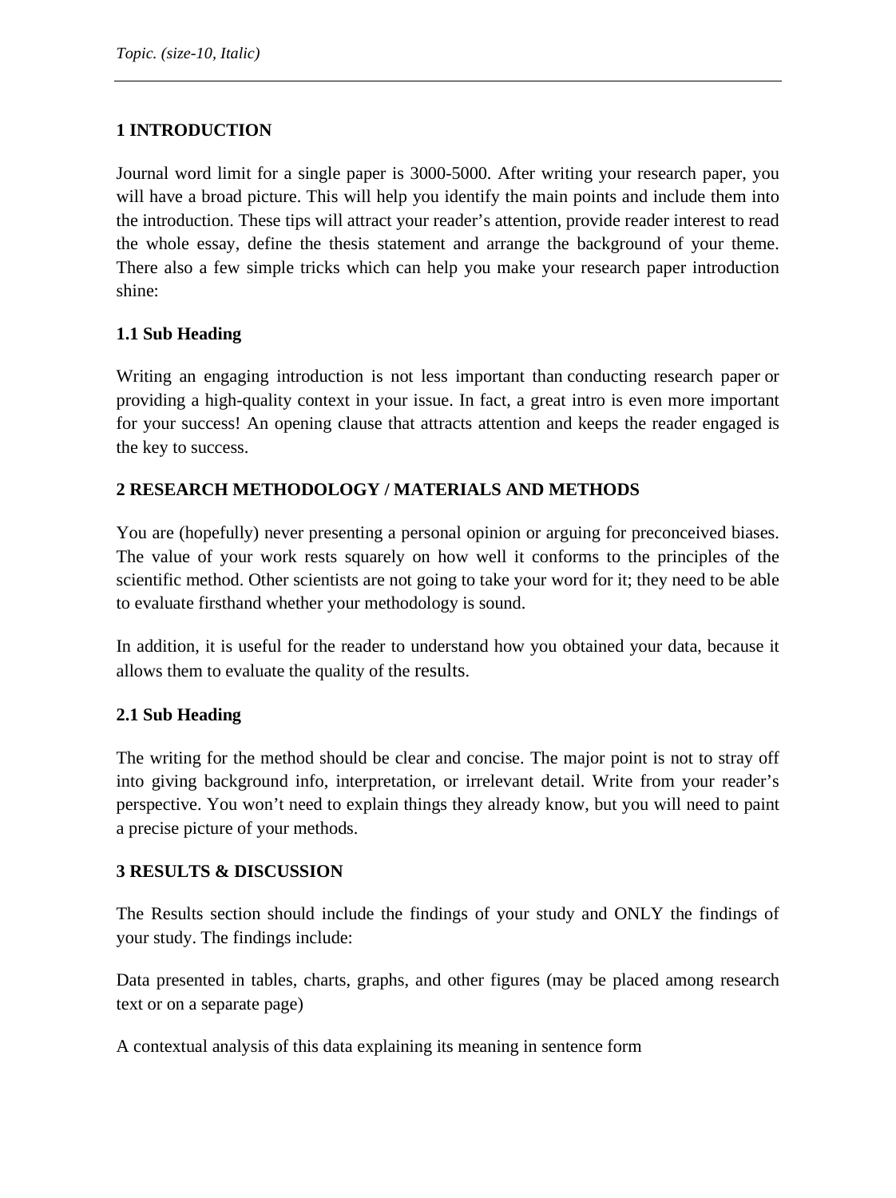## 1 INTRODUCTION

Journal word limit for a single paper is 3000-5000. After writing your research paper, you will have a broad picture. This will help you identify the main points and include them into the introduction. These tips will attract your reader's attention, provide reader interest to read the whole essay, define the thesis statement and arrange the background of your theme. There also a few simple tricks which can help you make your research paper introduction shine:

### 1.1 Sub Heading

Writing an engaging introduction is not less important than conducting research paper or providing a high-quality context in your issue. In fact, a great intro is even more important for your success! An opening clause that attracts attention and keeps the reader engaged is the key to success.

## 2 RESEARCH METHODOLOGY / MATERIALS AND METHODS

You are (hopefully) never presenting a personal opinion or arguing for preconceived biases. The value of your work rests squarely on how well it conforms to the principles of the scientific method. Other scientists are not going to take your word for it; they need to be able to evaluate firsthand whether your methodology is sound.

In addition, it is useful for the reader to understand how you obtained your data, because it allows them to evaluate the quality of the results.

### 2.1 Sub Heading

The writing for the method should be clear and concise. The major point is not to stray off into giving background info, interpretation, or irrelevant detail. Write from your reader's perspective. You won't need to explain things they already know, but you will need to paint a precise picture of your methods.

## 3 RESULTS & DISCUSSION

The Results section should include the findings of your study and ONLY the findings of your study. The findings include:

Data presented in tables, charts, graphs, and other figures (may be placed among research text or on a separate page)

A contextual analysis of this data explaining its meaning in sentence form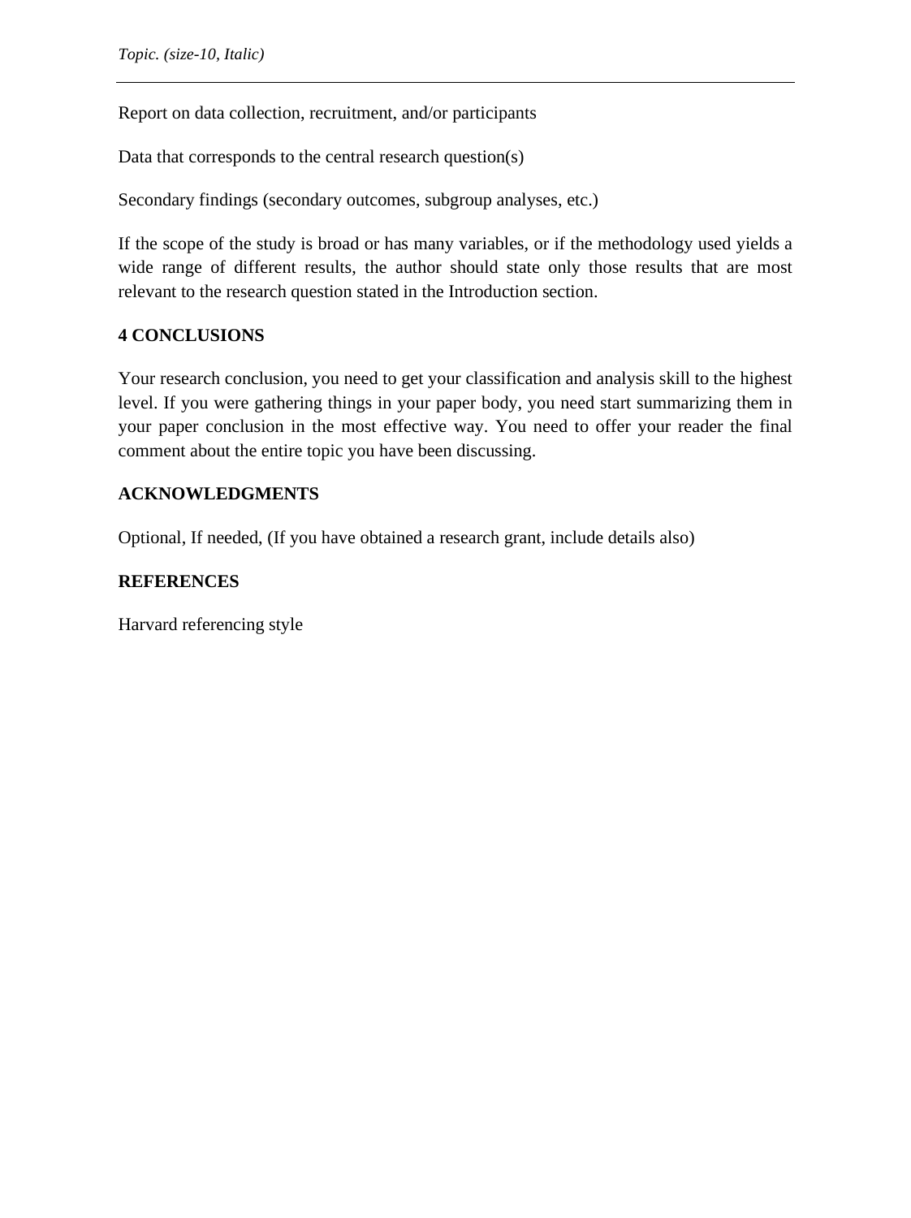Report on data collection, recruitment, and/or participants

Data that corresponds to the central research question(s)

Secondary findings (secondary outcomes, subgroup analyses, etc.)

If the scope of the study is broad or has many variables, or if the methodology used yields a wide range of different results, the author should state only those results that are most relevant to the research question stated in the Introduction section.

## 4 CONCLUSIONS

Your research conclusion, you need to get your classification and analysis skill to the highest level. If you were gathering things in your paper body, you need start summarizing them in your paper conclusion in the most effective way. You need to offer your reader the final comment about the entire topic you have been discussing.

## ACKNOWLEDGMENTS

Optional, If needed, (If you have obtained a research grant, include details also)

## REFERENCES

Harvard referencing style